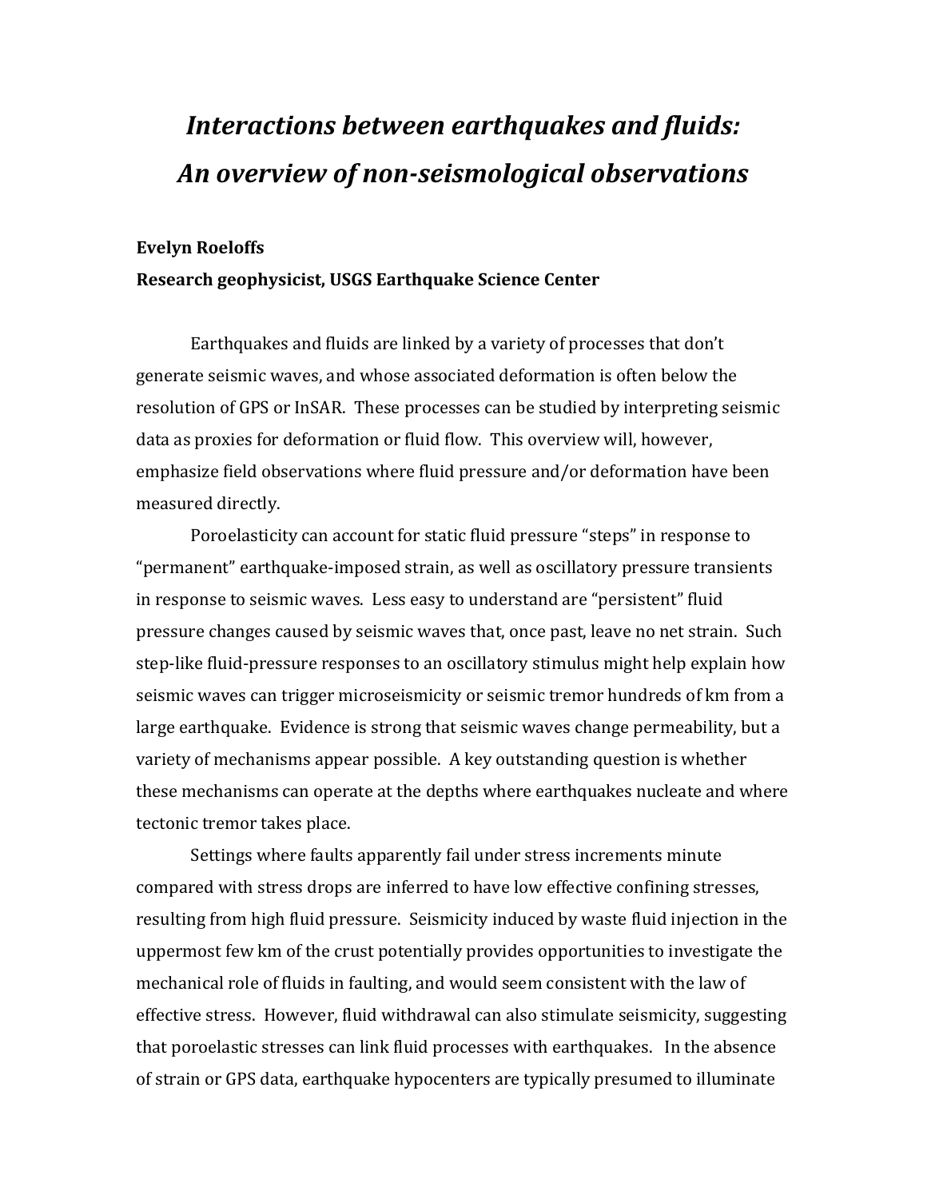# *Interactions between earthquakes and fluids: An overview of non-seismological observations*

**Evelyn Roeloffs**
**Research geophysicist, USGS Earthquake Science Center**

Earthquakes and fluids are linked by a variety of processes that don't generate seismic waves, and whose associated deformation is often below the resolution of GPS or InSAR. These processes can be studied by interpreting seismic data as proxies for deformation or fluid flow. This overview will, however, emphasize field observations where fluid pressure and/or deformation have been measured directly.

Poroelasticity can account for static fluid pressure "steps" in response to "permanent" earthquake-imposed strain, as well as oscillatory pressure transients in response to seismic waves. Less easy to understand are "persistent" fluid pressure changes caused by seismic waves that, once past, leave no net strain. Such step-like fluid-pressure responses to an oscillatory stimulus might help explain how seismic waves can trigger microseismicity or seismic tremor hundreds of km from a large earthquake. Evidence is strong that seismic waves change permeability, but a variety of mechanisms appear possible. A key outstanding question is whether these mechanisms can operate at the depths where earthquakes nucleate and where tectonic tremor takes place.

Settings where faults apparently fail under stress increments minute compared with stress drops are inferred to have low effective confining stresses, resulting from high fluid pressure. Seismicity induced by waste fluid injection in the uppermost few km of the crust potentially provides opportunities to investigate the mechanical role of fluids in faulting, and would seem consistent with the law of effective stress. However, fluid withdrawal can also stimulate seismicity, suggesting that poroelastic stresses can link fluid processes with earthquakes. In the absence of strain or GPS data, earthquake hypocenters are typically presumed to illuminate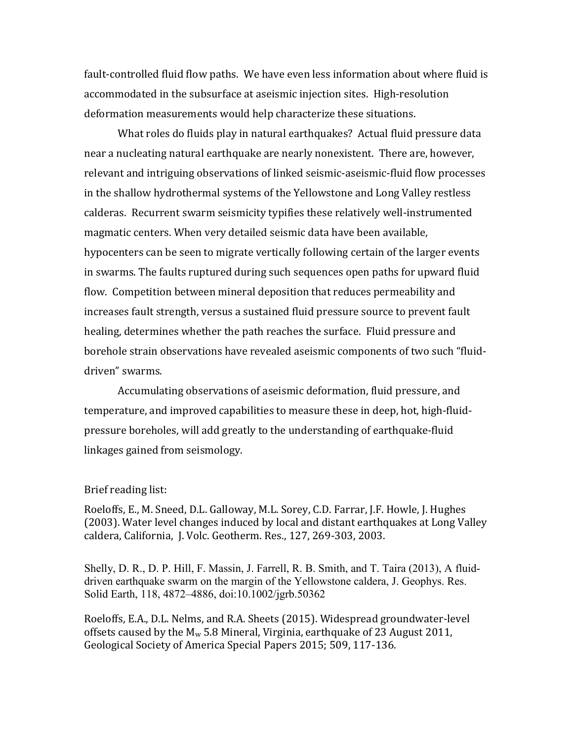fault-controlled fluid flow paths. We have even less information about where fluid is accommodated in the subsurface at aseismic injection sites. High-resolution deformation measurements would help characterize these situations.

What roles do fluids play in natural earthquakes? Actual fluid pressure data near a nucleating natural earthquake are nearly nonexistent. There are, however, relevant and intriguing observations of linked seismic-aseismic-fluid flow processes in the shallow hydrothermal systems of the Yellowstone and Long Valley restless calderas. Recurrent swarm seismicity typifies these relatively well-instrumented magmatic centers. When very detailed seismic data have been available, hypocenters can be seen to migrate vertically following certain of the larger events in swarms. The faults ruptured during such sequences open paths for upward fluid flow. Competition between mineral deposition that reduces permeability and increases fault strength, versus a sustained fluid pressure source to prevent fault healing, determines whether the path reaches the surface. Fluid pressure and borehole strain observations have revealed aseismic components of two such "fluid-driven" swarms.

Accumulating observations of aseismic deformation, fluid pressure, and temperature, and improved capabilities to measure these in deep, hot, high-fluid-pressure boreholes, will add greatly to the understanding of earthquake-fluid linkages gained from seismology.

Brief reading list:

Roeloffs, E., M. Sneed, D.L. Galloway, M.L. Sorey, C.D. Farrar, J.F. Howle, J. Hughes (2003). Water level changes induced by local and distant earthquakes at Long Valley caldera, California, J. Volc. Geotherm. Res., 127, 269-303, 2003.

Shelly, D. R., D. P. Hill, F. Massin, J. Farrell, R. B. Smith, and T. Taira (2013), A fluid-driven earthquake swarm on the margin of the Yellowstone caldera, J. Geophys. Res. Solid Earth, 118, 4872–4886, doi:10.1002/jgrb.50362

Roeloffs, E.A., D.L. Nelms, and R.A. Sheets (2015). Widespread groundwater-level offsets caused by the $M_w$ 5.8 Mineral, Virginia, earthquake of 23 August 2011, Geological Society of America Special Papers 2015; 509, 117-136.